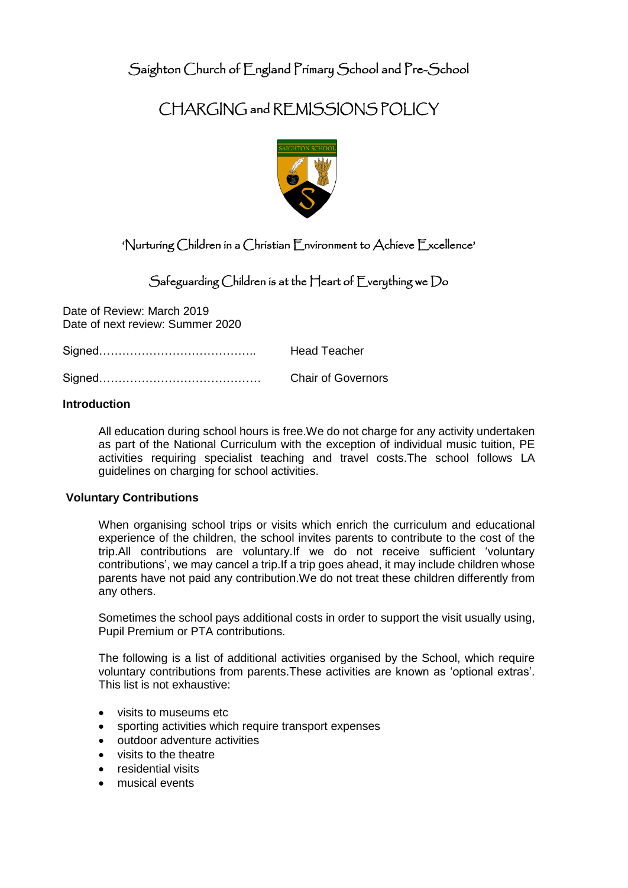# Saighton Church of England Primary School and Pre-School

# CHARGING and REMISSIONS POLICY

'Nurturing Children in a Christian Environment to Achieve Excellence'

Safeguarding Children is at the Heart of Everything we Do

Date of Review: March 2019
Date of next review: Summer 2020

Signed………………………………….. Head Teacher

Signed……………………………………. Chair of Governors

**Introduction**

All education during school hours is free.We do not charge for any activity undertaken as part of the National Curriculum with the exception of individual music tuition, PE activities requiring specialist teaching and travel costs.The school follows LA guidelines on charging for school activities.

**Voluntary Contributions**

When organising school trips or visits which enrich the curriculum and educational experience of the children, the school invites parents to contribute to the cost of the trip.All contributions are voluntary.If we do not receive sufficient 'voluntary contributions', we may cancel a trip.If a trip goes ahead, it may include children whose parents have not paid any contribution.We do not treat these children differently from any others.

Sometimes the school pays additional costs in order to support the visit usually using, Pupil Premium or PTA contributions.

The following is a list of additional activities organised by the School, which require voluntary contributions from parents.These activities are known as 'optional extras'. This list is not exhaustive:

- visits to museums etc
- sporting activities which require transport expenses
- outdoor adventure activities
- visits to the theatre
- residential visits
- musical events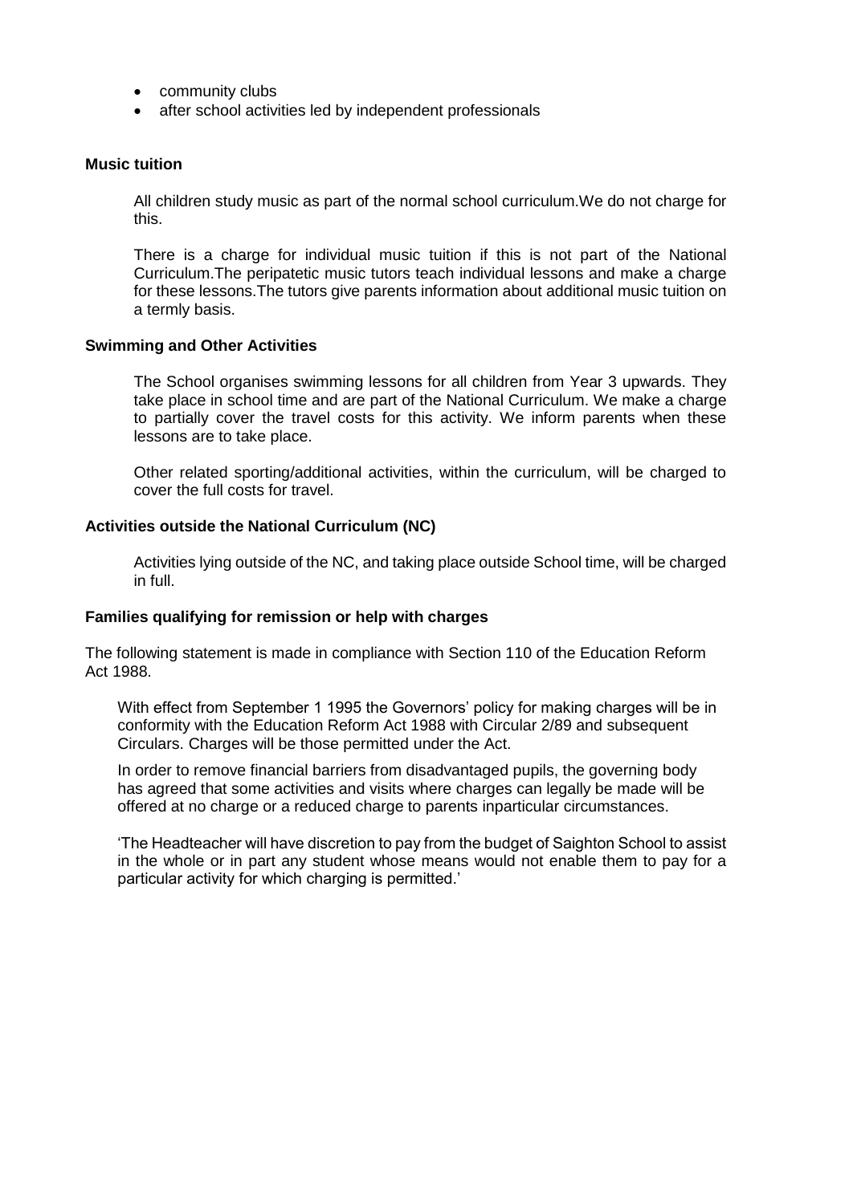- community clubs
- after school activities led by independent professionals

**Music tuition**

All children study music as part of the normal school curriculum.We do not charge for this.

There is a charge for individual music tuition if this is not part of the National Curriculum.The peripatetic music tutors teach individual lessons and make a charge for these lessons.The tutors give parents information about additional music tuition on a termly basis.

**Swimming and Other Activities**

The School organises swimming lessons for all children from Year 3 upwards. They take place in school time and are part of the National Curriculum. We make a charge to partially cover the travel costs for this activity. We inform parents when these lessons are to take place.

Other related sporting/additional activities, within the curriculum, will be charged to cover the full costs for travel.

**Activities outside the National Curriculum (NC)**

Activities lying outside of the NC, and taking place outside School time, will be charged in full.

**Families qualifying for remission or help with charges**

The following statement is made in compliance with Section 110 of the Education Reform Act 1988.

With effect from September 1 1995 the Governors' policy for making charges will be in conformity with the Education Reform Act 1988 with Circular 2/89 and subsequent Circulars. Charges will be those permitted under the Act.

In order to remove financial barriers from disadvantaged pupils, the governing body has agreed that some activities and visits where charges can legally be made will be offered at no charge or a reduced charge to parents inparticular circumstances.

'The Headteacher will have discretion to pay from the budget of Saighton School to assist in the whole or in part any student whose means would not enable them to pay for a particular activity for which charging is permitted.'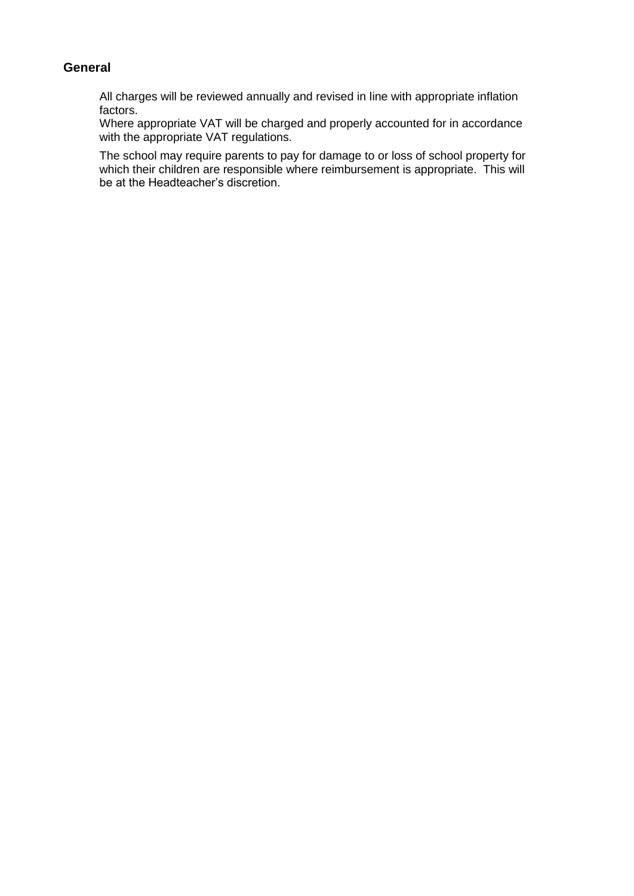## General

All charges will be reviewed annually and revised in line with appropriate inflation factors.
Where appropriate VAT will be charged and properly accounted for in accordance with the appropriate VAT regulations.

The school may require parents to pay for damage to or loss of school property for which their children are responsible where reimbursement is appropriate. This will be at the Headteacher's discretion.